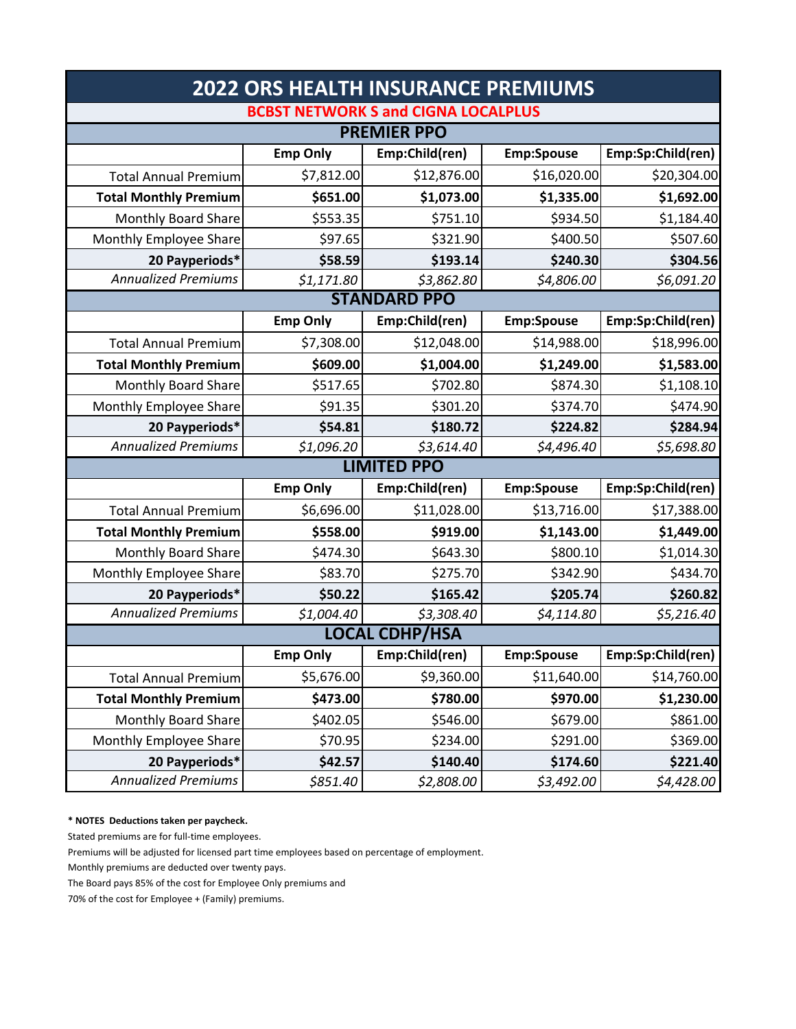# 2022 ORS HEALTH INSURANCE PREMIUMS

## BCBST NETWORK S and CIGNA LOCALPLUS

### PREMIER PPO

| | Emp Only | Emp:Child(ren) | Emp:Spouse | Emp:Sp:Child(ren) |
|---|---|---|---|---|
| Total Annual Premium | $7,812.00 | $12,876.00 | $16,020.00 | $20,304.00 |
| **Total Monthly Premium** | **$651.00** | **$1,073.00** | **$1,335.00** | **$1,692.00** |
| Monthly Board Share | $553.35 | $751.10 | $934.50 | $1,184.40 |
| Monthly Employee Share | $97.65 | $321.90 | $400.50 | $507.60 |
| **20 Payperiods*** | **$58.59** | **$193.14** | **$240.30** | **$304.56** |
| *Annualized Premiums* | *$1,171.80* | *$3,862.80* | *$4,806.00* | *$6,091.20* |

### STANDARD PPO

| | Emp Only | Emp:Child(ren) | Emp:Spouse | Emp:Sp:Child(ren) |
|---|---|---|---|---|
| Total Annual Premium | $7,308.00 | $12,048.00 | $14,988.00 | $18,996.00 |
| **Total Monthly Premium** | **$609.00** | **$1,004.00** | **$1,249.00** | **$1,583.00** |
| Monthly Board Share | $517.65 | $702.80 | $874.30 | $1,108.10 |
| Monthly Employee Share | $91.35 | $301.20 | $374.70 | $474.90 |
| **20 Payperiods*** | **$54.81** | **$180.72** | **$224.82** | **$284.94** |
| *Annualized Premiums* | *$1,096.20* | *$3,614.40* | *$4,496.40* | *$5,698.80* |

### LIMITED PPO

| | Emp Only | Emp:Child(ren) | Emp:Spouse | Emp:Sp:Child(ren) |
|---|---|---|---|---|
| Total Annual Premium | $6,696.00 | $11,028.00 | $13,716.00 | $17,388.00 |
| **Total Monthly Premium** | **$558.00** | **$919.00** | **$1,143.00** | **$1,449.00** |
| Monthly Board Share | $474.30 | $643.30 | $800.10 | $1,014.30 |
| Monthly Employee Share | $83.70 | $275.70 | $342.90 | $434.70 |
| **20 Payperiods*** | **$50.22** | **$165.42** | **$205.74** | **$260.82** |
| *Annualized Premiums* | *$1,004.40* | *$3,308.40* | *$4,114.80* | *$5,216.40* |

### LOCAL CDHP/HSA

| | Emp Only | Emp:Child(ren) | Emp:Spouse | Emp:Sp:Child(ren) |
|---|---|---|---|---|
| Total Annual Premium | $5,676.00 | $9,360.00 | $11,640.00 | $14,760.00 |
| **Total Monthly Premium** | **$473.00** | **$780.00** | **$970.00** | **$1,230.00** |
| Monthly Board Share | $402.05 | $546.00 | $679.00 | $861.00 |
| Monthly Employee Share | $70.95 | $234.00 | $291.00 | $369.00 |
| **20 Payperiods*** | **$42.57** | **$140.40** | **$174.60** | **$221.40** |
| *Annualized Premiums* | *$851.40* | *$2,808.00* | *$3,492.00* | *$4,428.00* |

**\* NOTES Deductions taken per paycheck.**

Stated premiums are for full-time employees.

Premiums will be adjusted for licensed part time employees based on percentage of employment.

Monthly premiums are deducted over twenty pays.

The Board pays 85% of the cost for Employee Only premiums and

70% of the cost for Employee + (Family) premiums.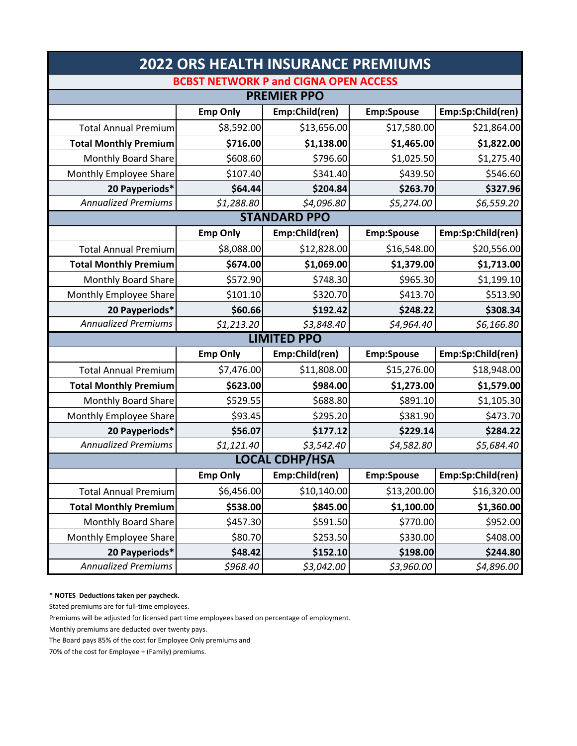# 2022 ORS HEALTH INSURANCE PREMIUMS

## BCBST NETWORK P and CIGNA OPEN ACCESS

| | Emp Only | Emp:Child(ren) | Emp:Spouse | Emp:Sp:Child(ren) |
|---|---|---|---|---|
| **PREMIER PPO** | | | | |
| Total Annual Premium | $8,592.00 | $13,656.00 | $17,580.00 | $21,864.00 |
| **Total Monthly Premium** | **$716.00** | **$1,138.00** | **$1,465.00** | **$1,822.00** |
| Monthly Board Share | $608.60 | $796.60 | $1,025.50 | $1,275.40 |
| Monthly Employee Share | $107.40 | $341.40 | $439.50 | $546.60 |
| **20 Payperiods*** | **$64.44** | **$204.84** | **$263.70** | **$327.96** |
| *Annualized Premiums* | *$1,288.80* | *$4,096.80* | *$5,274.00* | *$6,559.20* |
| **STANDARD PPO** | | | | |
| Total Annual Premium | $8,088.00 | $12,828.00 | $16,548.00 | $20,556.00 |
| **Total Monthly Premium** | **$674.00** | **$1,069.00** | **$1,379.00** | **$1,713.00** |
| Monthly Board Share | $572.90 | $748.30 | $965.30 | $1,199.10 |
| Monthly Employee Share | $101.10 | $320.70 | $413.70 | $513.90 |
| **20 Payperiods*** | **$60.66** | **$192.42** | **$248.22** | **$308.34** |
| *Annualized Premiums* | *$1,213.20* | *$3,848.40* | *$4,964.40* | *$6,166.80* |
| **LIMITED PPO** | | | | |
| Total Annual Premium | $7,476.00 | $11,808.00 | $15,276.00 | $18,948.00 |
| **Total Monthly Premium** | **$623.00** | **$984.00** | **$1,273.00** | **$1,579.00** |
| Monthly Board Share | $529.55 | $688.80 | $891.10 | $1,105.30 |
| Monthly Employee Share | $93.45 | $295.20 | $381.90 | $473.70 |
| **20 Payperiods*** | **$56.07** | **$177.12** | **$229.14** | **$284.22** |
| *Annualized Premiums* | *$1,121.40* | *$3,542.40* | *$4,582.80* | *$5,684.40* |
| **LOCAL CDHP/HSA** | | | | |
| Total Annual Premium | $6,456.00 | $10,140.00 | $13,200.00 | $16,320.00 |
| **Total Monthly Premium** | **$538.00** | **$845.00** | **$1,100.00** | **$1,360.00** |
| Monthly Board Share | $457.30 | $591.50 | $770.00 | $952.00 |
| Monthly Employee Share | $80.70 | $253.50 | $330.00 | $408.00 |
| **20 Payperiods*** | **$48.42** | **$152.10** | **$198.00** | **$244.80** |
| *Annualized Premiums* | *$968.40* | *$3,042.00* | *$3,960.00* | *$4,896.00* |

**\* NOTES Deductions taken per paycheck.**

Stated premiums are for full-time employees.

Premiums will be adjusted for licensed part time employees based on percentage of employment.

Monthly premiums are deducted over twenty pays.

The Board pays 85% of the cost for Employee Only premiums and

70% of the cost for Employee + (Family) premiums.